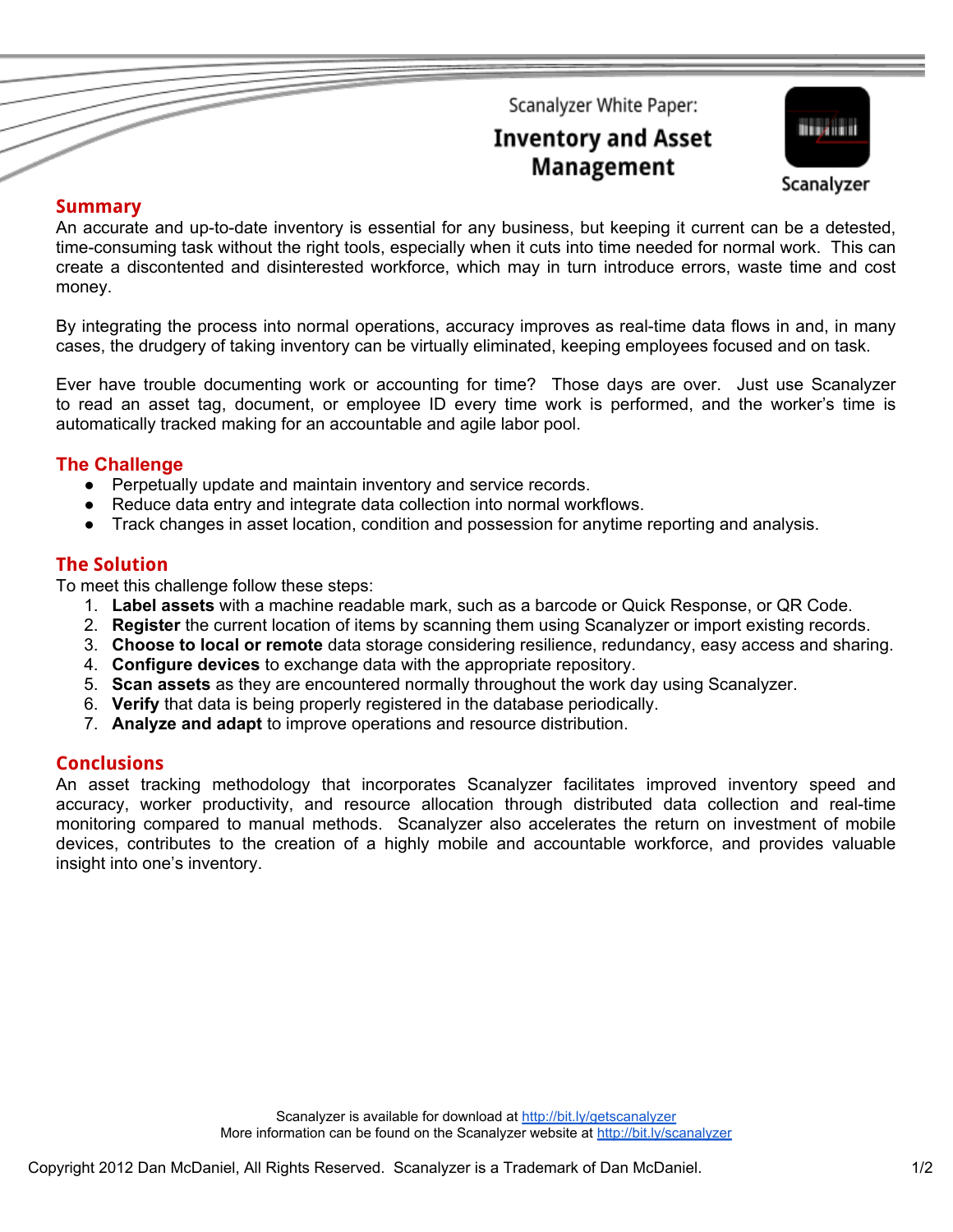Scanalyzer White Paper:

# Inventory and Asset Management

Scanalyzer

## Summary

An accurate and up-to-date inventory is essential for any business, but keeping it current can be a detested, time-consuming task without the right tools, especially when it cuts into time needed for normal work. This can create a discontented and disinterested workforce, which may in turn introduce errors, waste time and cost money.

By integrating the process into normal operations, accuracy improves as real-time data flows in and, in many cases, the drudgery of taking inventory can be virtually eliminated, keeping employees focused and on task.

Ever have trouble documenting work or accounting for time? Those days are over. Just use Scanalyzer to read an asset tag, document, or employee ID every time work is performed, and the worker's time is automatically tracked making for an accountable and agile labor pool.

## The Challenge

- Perpetually update and maintain inventory and service records.
- Reduce data entry and integrate data collection into normal workflows.
- Track changes in asset location, condition and possession for anytime reporting and analysis.

## The Solution

To meet this challenge follow these steps:

1. **Label assets** with a machine readable mark, such as a barcode or Quick Response, or QR Code.
2. **Register** the current location of items by scanning them using Scanalyzer or import existing records.
3. **Choose to local or remote** data storage considering resilience, redundancy, easy access and sharing.
4. **Configure devices** to exchange data with the appropriate repository.
5. **Scan assets** as they are encountered normally throughout the work day using Scanalyzer.
6. **Verify** that data is being properly registered in the database periodically.
7. **Analyze and adapt** to improve operations and resource distribution.

## Conclusions

An asset tracking methodology that incorporates Scanalyzer facilitates improved inventory speed and accuracy, worker productivity, and resource allocation through distributed data collection and real-time monitoring compared to manual methods. Scanalyzer also accelerates the return on investment of mobile devices, contributes to the creation of a highly mobile and accountable workforce, and provides valuable insight into one's inventory.

Scanalyzer is available for download at http://bit.ly/getscanalyzer
More information can be found on the Scanalyzer website at http://bit.ly/scanalyzer

Copyright 2012 Dan McDaniel, All Rights Reserved. Scanalyzer is a Trademark of Dan McDaniel.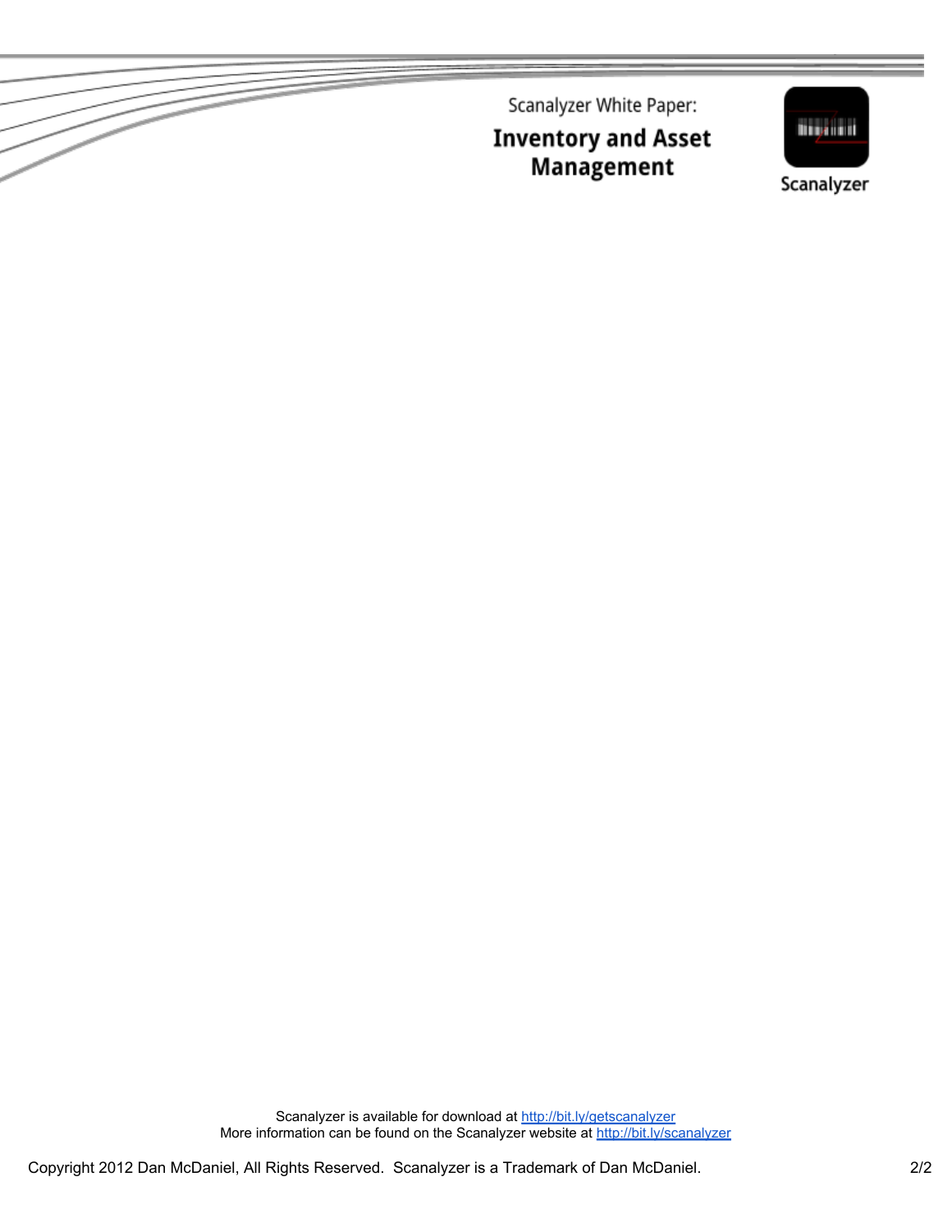Scanalyzer White Paper:

# Inventory and Asset Management

Scanalyzer

Scanalyzer is available for download at http://bit.ly/getscanalyzer
More information can be found on the Scanalyzer website at http://bit.ly/scanalyzer

Copyright 2012 Dan McDaniel, All Rights Reserved. Scanalyzer is a Trademark of Dan McDaniel.